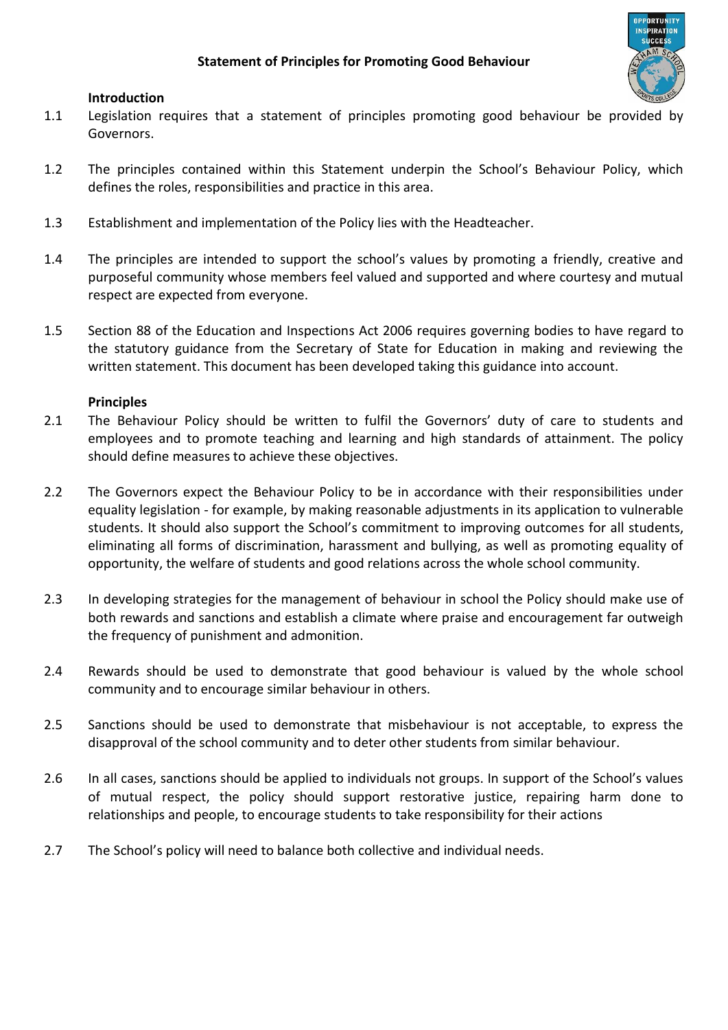# Statement of Principles for Promoting Good Behaviour

## Introduction

1.1 Legislation requires that a statement of principles promoting good behaviour be provided by Governors.

1.2 The principles contained within this Statement underpin the School's Behaviour Policy, which defines the roles, responsibilities and practice in this area.

1.3 Establishment and implementation of the Policy lies with the Headteacher.

1.4 The principles are intended to support the school's values by promoting a friendly, creative and purposeful community whose members feel valued and supported and where courtesy and mutual respect are expected from everyone.

1.5 Section 88 of the Education and Inspections Act 2006 requires governing bodies to have regard to the statutory guidance from the Secretary of State for Education in making and reviewing the written statement. This document has been developed taking this guidance into account.

## Principles

2.1 The Behaviour Policy should be written to fulfil the Governors' duty of care to students and employees and to promote teaching and learning and high standards of attainment. The policy should define measures to achieve these objectives.

2.2 The Governors expect the Behaviour Policy to be in accordance with their responsibilities under equality legislation - for example, by making reasonable adjustments in its application to vulnerable students. It should also support the School's commitment to improving outcomes for all students, eliminating all forms of discrimination, harassment and bullying, as well as promoting equality of opportunity, the welfare of students and good relations across the whole school community.

2.3 In developing strategies for the management of behaviour in school the Policy should make use of both rewards and sanctions and establish a climate where praise and encouragement far outweigh the frequency of punishment and admonition.

2.4 Rewards should be used to demonstrate that good behaviour is valued by the whole school community and to encourage similar behaviour in others.

2.5 Sanctions should be used to demonstrate that misbehaviour is not acceptable, to express the disapproval of the school community and to deter other students from similar behaviour.

2.6 In all cases, sanctions should be applied to individuals not groups. In support of the School's values of mutual respect, the policy should support restorative justice, repairing harm done to relationships and people, to encourage students to take responsibility for their actions

2.7 The School's policy will need to balance both collective and individual needs.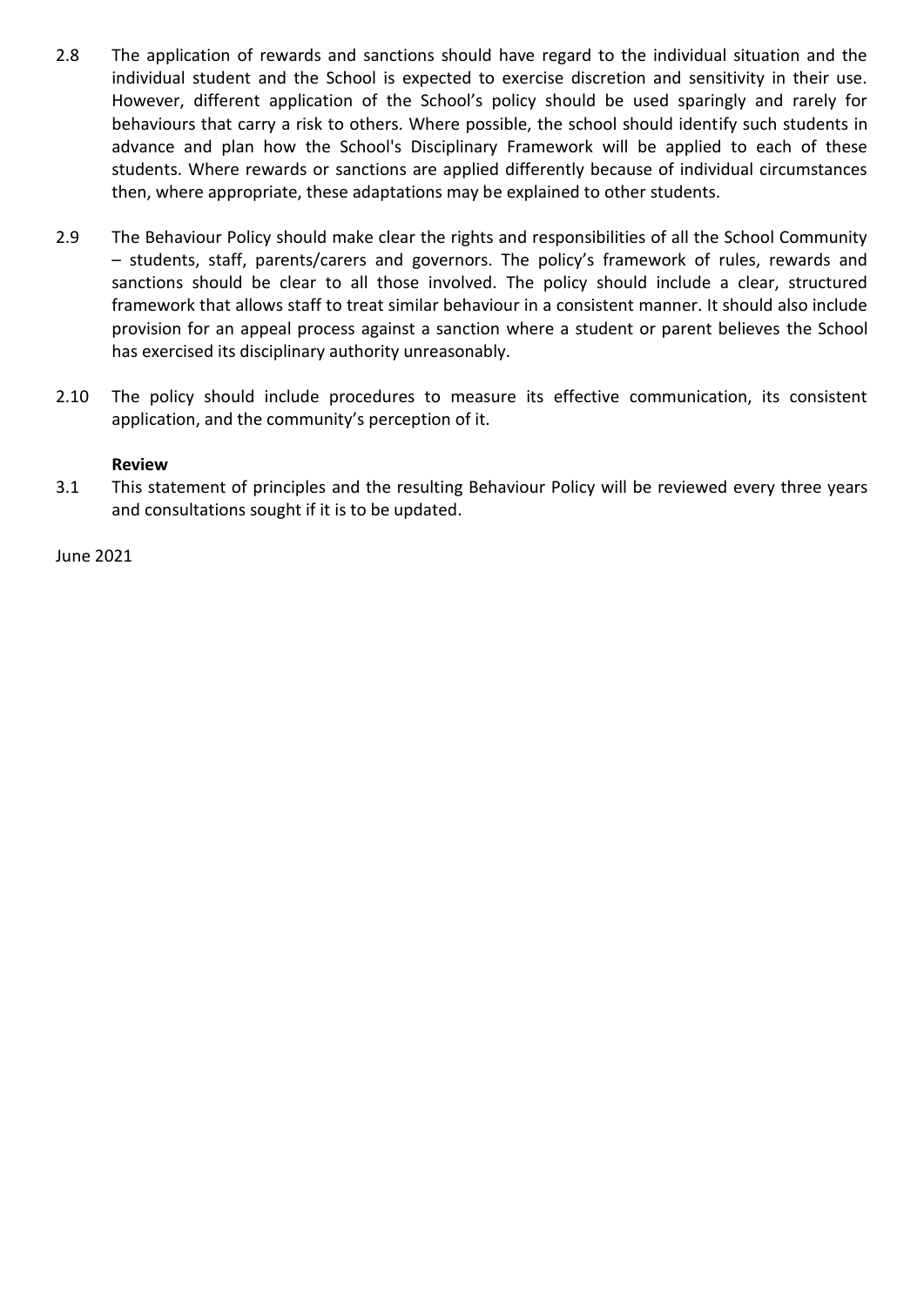2.8 The application of rewards and sanctions should have regard to the individual situation and the individual student and the School is expected to exercise discretion and sensitivity in their use. However, different application of the School's policy should be used sparingly and rarely for behaviours that carry a risk to others. Where possible, the school should identify such students in advance and plan how the School's Disciplinary Framework will be applied to each of these students. Where rewards or sanctions are applied differently because of individual circumstances then, where appropriate, these adaptations may be explained to other students.

2.9 The Behaviour Policy should make clear the rights and responsibilities of all the School Community – students, staff, parents/carers and governors. The policy's framework of rules, rewards and sanctions should be clear to all those involved. The policy should include a clear, structured framework that allows staff to treat similar behaviour in a consistent manner. It should also include provision for an appeal process against a sanction where a student or parent believes the School has exercised its disciplinary authority unreasonably.

2.10 The policy should include procedures to measure its effective communication, its consistent application, and the community's perception of it.

**Review**

3.1 This statement of principles and the resulting Behaviour Policy will be reviewed every three years and consultations sought if it is to be updated.

June 2021